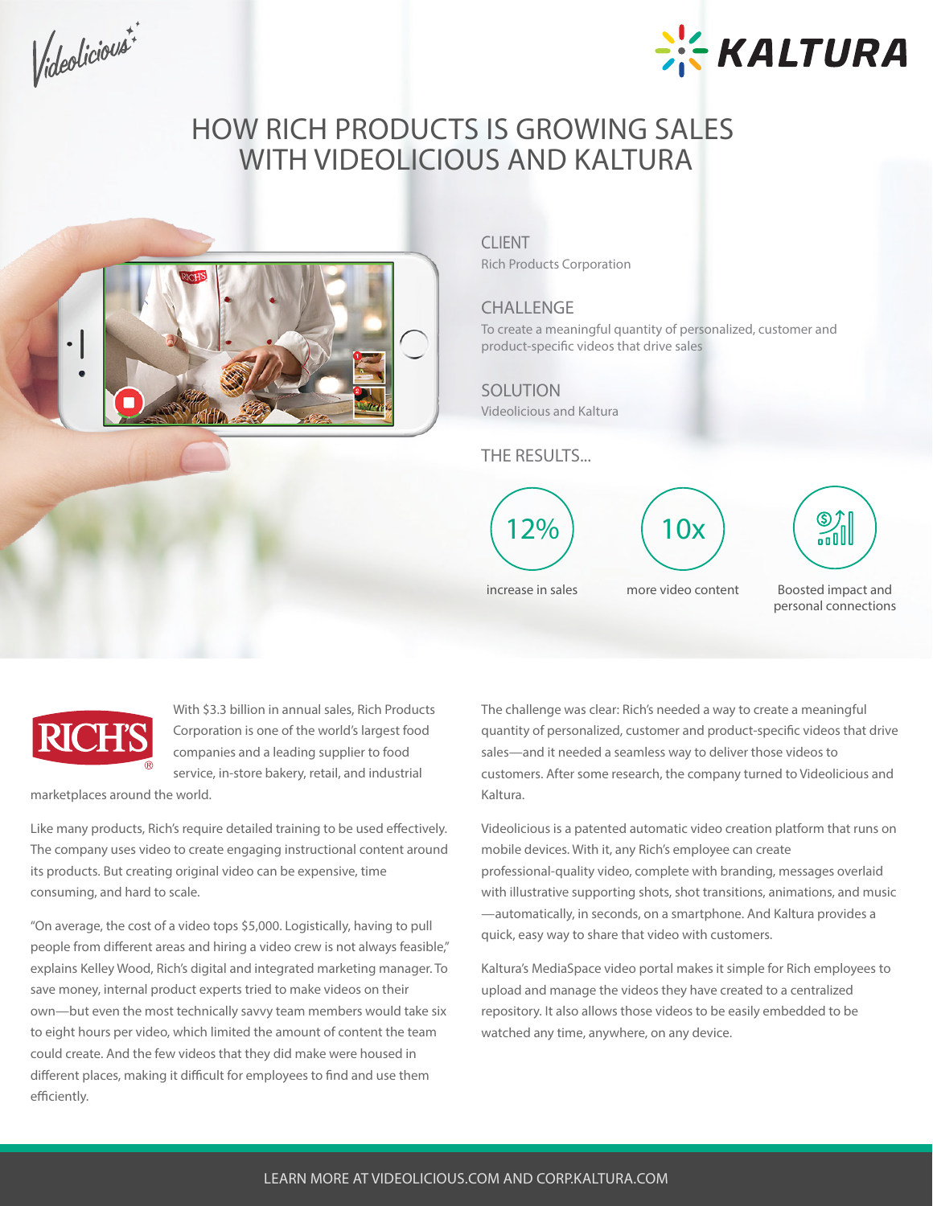# HOW RICH PRODUCTS IS GROWING SALES WITH VIDEOLICIOUS AND KALTURA

## CLIENT

Rich Products Corporation

## CHALLENGE

To create a meaningful quantity of personalized, customer and product-specific videos that drive sales

## SOLUTION

Videolicious and Kaltura

## THE RESULTS...

- **12%** increase in sales
- **10x** more video content
- Boosted impact and personal connections

With $3.3 billion in annual sales, Rich Products Corporation is one of the world's largest food companies and a leading supplier to food service, in-store bakery, retail, and industrial marketplaces around the world.

Like many products, Rich's require detailed training to be used effectively. The company uses video to create engaging instructional content around its products. But creating original video can be expensive, time consuming, and hard to scale.

"On average, the cost of a video tops $5,000. Logistically, having to pull people from different areas and hiring a video crew is not always feasible," explains Kelley Wood, Rich's digital and integrated marketing manager. To save money, internal product experts tried to make videos on their own—but even the most technically savvy team members would take six to eight hours per video, which limited the amount of content the team could create. And the few videos that they did make were housed in different places, making it difficult for employees to find and use them efficiently.

The challenge was clear: Rich's needed a way to create a meaningful quantity of personalized, customer and product-specific videos that drive sales—and it needed a seamless way to deliver those videos to customers. After some research, the company turned to Videolicious and Kaltura.

Videolicious is a patented automatic video creation platform that runs on mobile devices. With it, any Rich's employee can create professional-quality video, complete with branding, messages overlaid with illustrative supporting shots, shot transitions, animations, and music—automatically, in seconds, on a smartphone. And Kaltura provides a quick, easy way to share that video with customers.

Kaltura's MediaSpace video portal makes it simple for Rich employees to upload and manage the videos they have created to a centralized repository. It also allows those videos to be easily embedded to be watched any time, anywhere, on any device.

LEARN MORE AT VIDEOLICIOUS.COM AND CORP.KALTURA.COM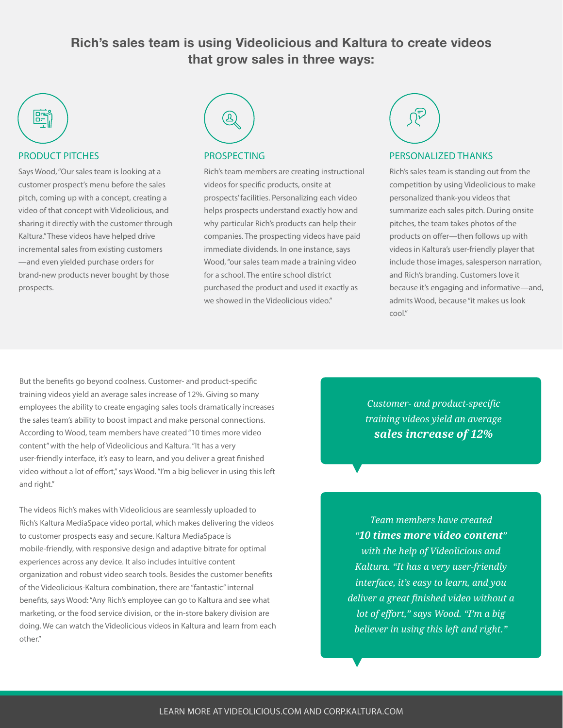## Rich's sales team is using Videolicious and Kaltura to create videos that grow sales in three ways:

### PRODUCT PITCHES

Says Wood, "Our sales team is looking at a customer prospect's menu before the sales pitch, coming up with a concept, creating a video of that concept with Videolicious, and sharing it directly with the customer through Kaltura." These videos have helped drive incremental sales from existing customers —and even yielded purchase orders for brand-new products never bought by those prospects.

### PROSPECTING

Rich's team members are creating instructional videos for specific products, onsite at prospects' facilities. Personalizing each video helps prospects understand exactly how and why particular Rich's products can help their companies. The prospecting videos have paid immediate dividends. In one instance, says Wood, "our sales team made a training video for a school. The entire school district purchased the product and used it exactly as we showed in the Videolicious video."

### PERSONALIZED THANKS

Rich's sales team is standing out from the competition by using Videolicious to make personalized thank-you videos that summarize each sales pitch. During onsite pitches, the team takes photos of the products on offer—then follows up with videos in Kaltura's user-friendly player that include those images, salesperson narration, and Rich's branding. Customers love it because it's engaging and informative—and, admits Wood, because "it makes us look cool."

But the benefits go beyond coolness. Customer- and product-specific training videos yield an average sales increase of 12%. Giving so many employees the ability to create engaging sales tools dramatically increases the sales team's ability to boost impact and make personal connections. According to Wood, team members have created "10 times more video content" with the help of Videolicious and Kaltura. "It has a very user-friendly interface, it's easy to learn, and you deliver a great finished video without a lot of effort," says Wood. "I'm a big believer in using this left and right."

The videos Rich's makes with Videolicious are seamlessly uploaded to Rich's Kaltura MediaSpace video portal, which makes delivering the videos to customer prospects easy and secure. Kaltura MediaSpace is mobile-friendly, with responsive design and adaptive bitrate for optimal experiences across any device. It also includes intuitive content organization and robust video search tools. Besides the customer benefits of the Videolicious-Kaltura combination, there are "fantastic" internal benefits, says Wood: "Any Rich's employee can go to Kaltura and see what marketing, or the food service division, or the in-store bakery division are doing. We can watch the Videolicious videos in Kaltura and learn from each other."

> *Customer- and product-specific training videos yield an average* ***sales increase of 12%***

> *Team members have created "**10 times more video content**" with the help of Videolicious and Kaltura. "It has a very user-friendly interface, it's easy to learn, and you deliver a great finished video without a lot of effort," says Wood. "I'm a big believer in using this left and right."*

LEARN MORE AT VIDEOLICIOUS.COM AND CORP.KALTURA.COM